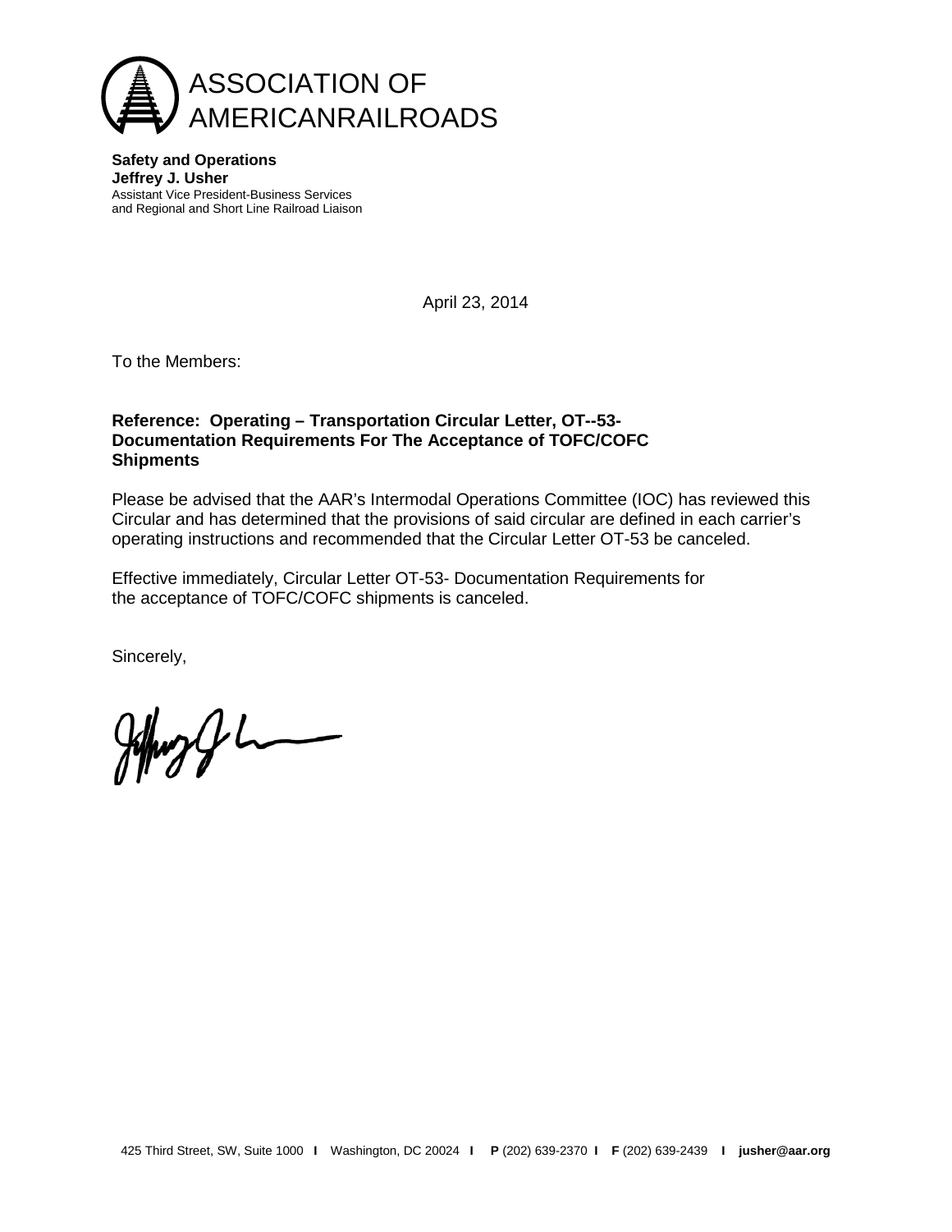# ASSOCIATION OF AMERICANRAILROADS

**Safety and Operations**
**Jeffrey J. Usher**
Assistant Vice President-Business Services
and Regional and Short Line Railroad Liaison

April 23, 2014

To the Members:

**Reference: Operating – Transportation Circular Letter, OT--53- Documentation Requirements For The Acceptance of TOFC/COFC Shipments**

Please be advised that the AAR's Intermodal Operations Committee (IOC) has reviewed this Circular and has determined that the provisions of said circular are defined in each carrier's operating instructions and recommended that the Circular Letter OT-53 be canceled.

Effective immediately, Circular Letter OT-53- Documentation Requirements for the acceptance of TOFC/COFC shipments is canceled.

Sincerely,

425 Third Street, SW, Suite 1000 I Washington, DC 20024 I **P** (202) 639-2370 I **F** (202) 639-2439 I **jusher@aar.org**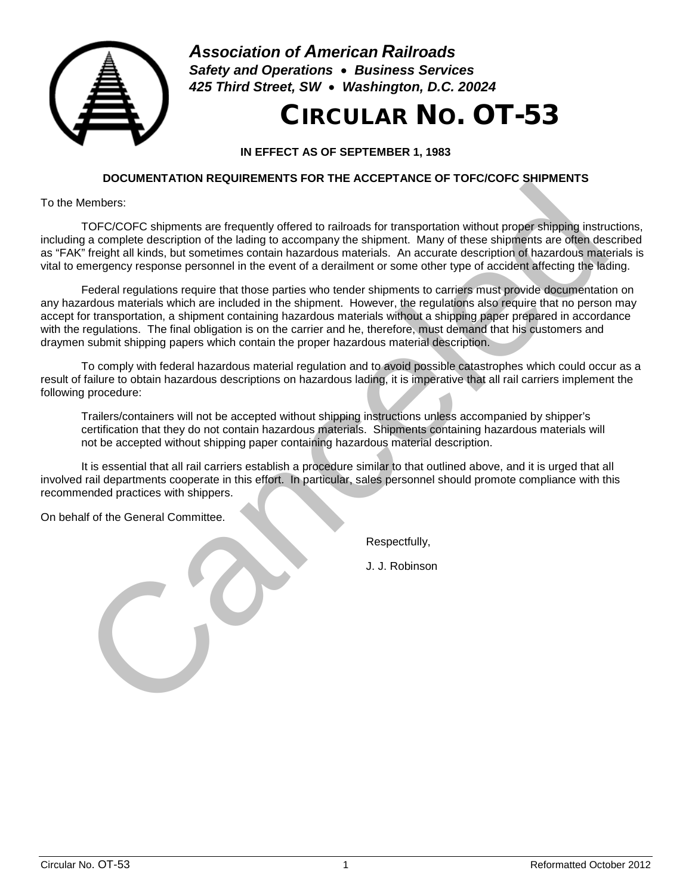*Association of American Railroads*
*Safety and Operations • Business Services*
*425 Third Street, SW • Washington, D.C. 20024*

# CIRCULAR NO. OT-53

**IN EFFECT AS OF SEPTEMBER 1, 1983**

**DOCUMENTATION REQUIREMENTS FOR THE ACCEPTANCE OF TOFC/COFC SHIPMENTS**

To the Members:

TOFC/COFC shipments are frequently offered to railroads for transportation without proper shipping instructions, including a complete description of the lading to accompany the shipment. Many of these shipments are often described as "FAK" freight all kinds, but sometimes contain hazardous materials. An accurate description of hazardous materials is vital to emergency response personnel in the event of a derailment or some other type of accident affecting the lading.

Federal regulations require that those parties who tender shipments to carriers must provide documentation on any hazardous materials which are included in the shipment. However, the regulations also require that no person may accept for transportation, a shipment containing hazardous materials without a shipping paper prepared in accordance with the regulations. The final obligation is on the carrier and he, therefore, must demand that his customers and draymen submit shipping papers which contain the proper hazardous material description.

To comply with federal hazardous material regulation and to avoid possible catastrophes which could occur as a result of failure to obtain hazardous descriptions on hazardous lading, it is imperative that all rail carriers implement the following procedure:

> Trailers/containers will not be accepted without shipping instructions unless accompanied by shipper's certification that they do not contain hazardous materials. Shipments containing hazardous materials will not be accepted without shipping paper containing hazardous material description.

It is essential that all rail carriers establish a procedure similar to that outlined above, and it is urged that all involved rail departments cooperate in this effort. In particular, sales personnel should promote compliance with this recommended practices with shippers.

On behalf of the General Committee.

Respectfully,

J. J. Robinson

Cancelled